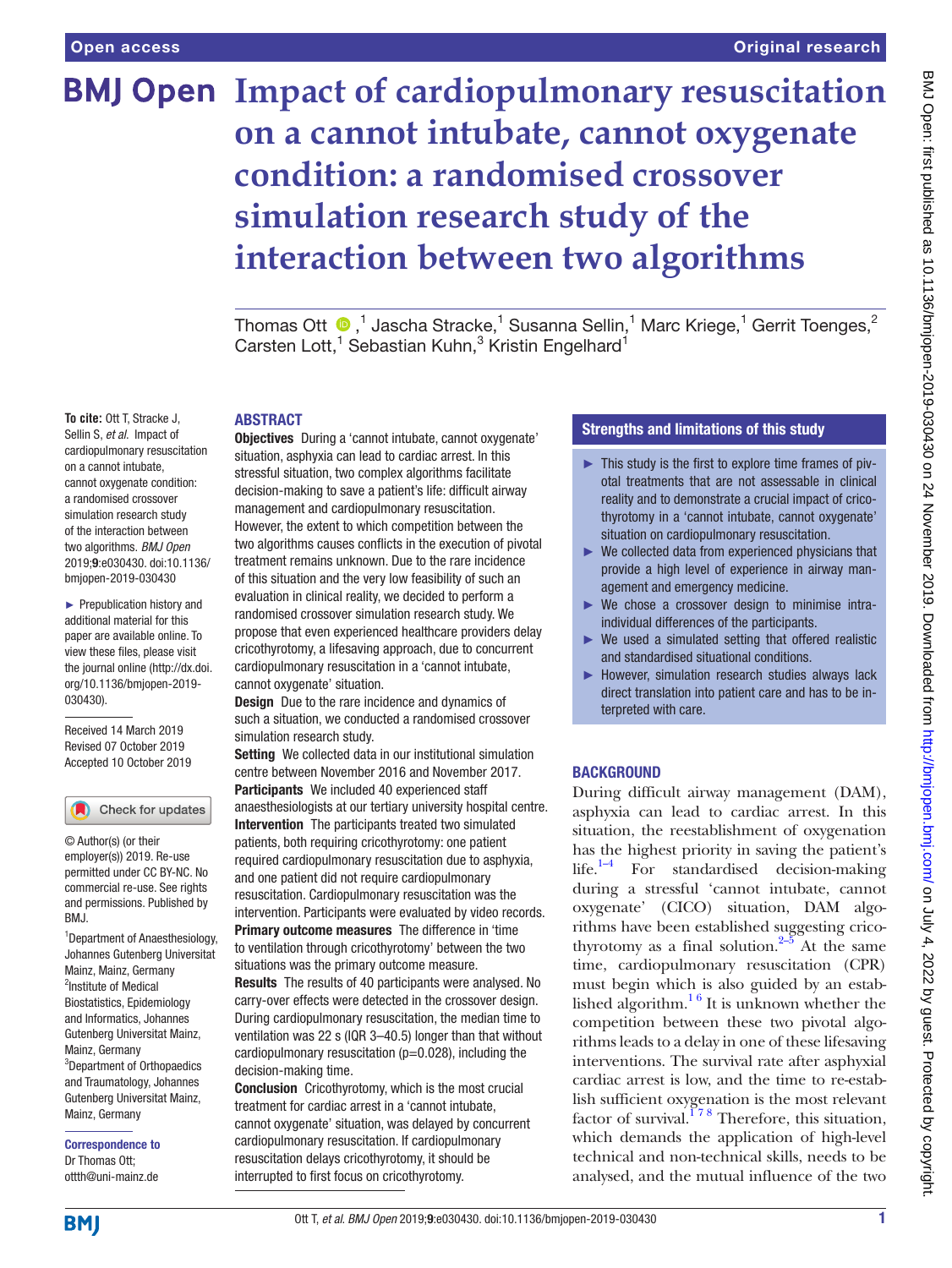# Impact of cardiopulmonary resuscitation on a cannot intubate, cannot oxygenate condition: a randomised crossover simulation research study of the interaction between two algorithms

Thomas Ott ,[1] Jascha Stracke,[1] Susanna Sellin,[1] Marc Kriege,[1] Gerrit Toenges,[2] Carsten Lott,[1] Sebastian Kuhn,[3] Kristin Engelhard[1]

**To cite:** Ott T, Stracke J, Sellin S, *et al*. Impact of cardiopulmonary resuscitation on a cannot intubate, cannot oxygenate condition: a randomised crossover simulation research study of the interaction between two algorithms. *BMJ Open* 2019;**9**:e030430. doi:10.1136/bmjopen-2019-030430

► Prepublication history and additional material for this paper are available online. To view these files, please visit the journal online (http://dx.doi.org/10.1136/bmjopen-2019-030430).

Received 14 March 2019
Revised 07 October 2019
Accepted 10 October 2019

© Author(s) (or their employer(s)) 2019. Re-use permitted under CC BY-NC. No commercial re-use. See rights and permissions. Published by BMJ.

[1]Department of Anaesthesiology, Johannes Gutenberg Universitat Mainz, Mainz, Germany
[2]Institute of Medical Biostatistics, Epidemiology and Informatics, Johannes Gutenberg Universitat Mainz, Mainz, Germany
[3]Department of Orthopaedics and Traumatology, Johannes Gutenberg Universitat Mainz, Mainz, Germany

**Correspondence to**
Dr Thomas Ott;
ottth@uni-mainz.de

## ABSTRACT

**Objectives** During a 'cannot intubate, cannot oxygenate' situation, asphyxia can lead to cardiac arrest. In this stressful situation, two complex algorithms facilitate decision-making to save a patient's life: difficult airway management and cardiopulmonary resuscitation. However, the extent to which competition between the two algorithms causes conflicts in the execution of pivotal treatment remains unknown. Due to the rare incidence of this situation and the very low feasibility of such an evaluation in clinical reality, we decided to perform a randomised crossover simulation research study. We propose that even experienced healthcare providers delay cricothyrotomy, a lifesaving approach, due to concurrent cardiopulmonary resuscitation in a 'cannot intubate, cannot oxygenate' situation.

**Design** Due to the rare incidence and dynamics of such a situation, we conducted a randomised crossover simulation research study.

**Setting** We collected data in our institutional simulation centre between November 2016 and November 2017.

**Participants** We included 40 experienced staff anaesthesiologists at our tertiary university hospital centre.

**Intervention** The participants treated two simulated patients, both requiring cricothyrotomy: one patient required cardiopulmonary resuscitation due to asphyxia, and one patient did not require cardiopulmonary resuscitation. Cardiopulmonary resuscitation was the intervention. Participants were evaluated by video records.

**Primary outcome measures** The difference in 'time to ventilation through cricothyrotomy' between the two situations was the primary outcome measure.

**Results** The results of 40 participants were analysed. No carry-over effects were detected in the crossover design. During cardiopulmonary resuscitation, the median time to ventilation was 22 s (IQR 3–40.5) longer than that without cardiopulmonary resuscitation (p=0.028), including the decision-making time.

**Conclusion** Cricothyrotomy, which is the most crucial treatment for cardiac arrest in a 'cannot intubate, cannot oxygenate' situation, was delayed by concurrent cardiopulmonary resuscitation. If cardiopulmonary resuscitation delays cricothyrotomy, it should be interrupted to first focus on cricothyrotomy.

### Strengths and limitations of this study

- ► This study is the first to explore time frames of pivotal treatments that are not assessable in clinical reality and to demonstrate a crucial impact of cricothyrotomy in a 'cannot intubate, cannot oxygenate' situation on cardiopulmonary resuscitation.
- ► We collected data from experienced physicians that provide a high level of experience in airway management and emergency medicine.
- ► We chose a crossover design to minimise intra-individual differences of the participants.
- ► We used a simulated setting that offered realistic and standardised situational conditions.
- ► However, simulation research studies always lack direct translation into patient care and has to be interpreted with care.

## BACKGROUND

During difficult airway management (DAM), asphyxia can lead to cardiac arrest. In this situation, the reestablishment of oxygenation has the highest priority in saving the patient's life.[1–4] For standardised decision-making during a stressful 'cannot intubate, cannot oxygenate' (CICO) situation, DAM algorithms have been established suggesting cricothyrotomy as a final solution.[2–5] At the same time, cardiopulmonary resuscitation (CPR) must begin which is also guided by an established algorithm.[1 6] It is unknown whether the competition between these two pivotal algorithms leads to a delay in one of these lifesaving interventions. The survival rate after asphyxial cardiac arrest is low, and the time to re-establish sufficient oxygenation is the most relevant factor of survival.[1 7 8] Therefore, this situation, which demands the application of high-level technical and non-technical skills, needs to be analysed, and the mutual influence of the two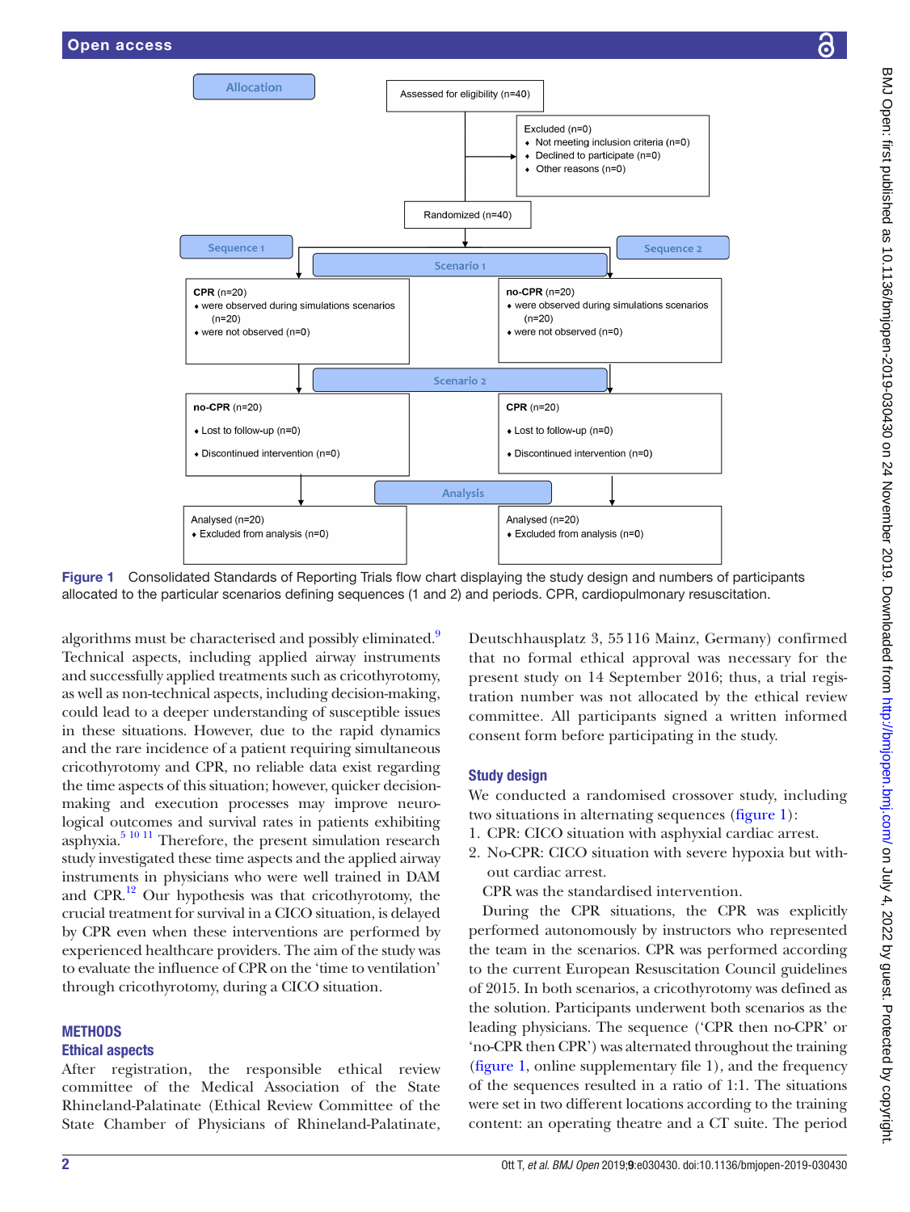| Allocation | Assessed for eligibility (n=40) | |
|---|---|---|
| | Excluded (n=0): Not meeting inclusion criteria (n=0); Declined to participate (n=0); Other reasons (n=0) | |
| | Randomized (n=40) | |
| **Sequence 1** | **Scenario 1** | **Sequence 2** |
| **CPR** (n=20): were observed during simulations scenarios (n=20); were not observed (n=0) | | **no-CPR** (n=20): were observed during simulations scenarios (n=20); were not observed (n=0) |
| | **Scenario 2** | |
| **no-CPR** (n=20): Lost to follow-up (n=0); Discontinued intervention (n=0) | | **CPR** (n=20): Lost to follow-up (n=0); Discontinued intervention (n=0) |
| | **Analysis** | |
| Analysed (n=20): Excluded from analysis (n=0) | | Analysed (n=20): Excluded from analysis (n=0) |

**Figure 1** Consolidated Standards of Reporting Trials flow chart displaying the study design and numbers of participants allocated to the particular scenarios defining sequences (1 and 2) and periods. CPR, cardiopulmonary resuscitation.

algorithms must be characterised and possibly eliminated.[9] Technical aspects, including applied airway instruments and successfully applied treatments such as cricothyrotomy, as well as non-technical aspects, including decision-making, could lead to a deeper understanding of susceptible issues in these situations. However, due to the rapid dynamics and the rare incidence of a patient requiring simultaneous cricothyrotomy and CPR, no reliable data exist regarding the time aspects of this situation; however, quicker decision-making and execution processes may improve neurological outcomes and survival rates in patients exhibiting asphyxia.[5 10 11] Therefore, the present simulation research study investigated these time aspects and the applied airway instruments in physicians who were well trained in DAM and CPR.[12] Our hypothesis was that cricothyrotomy, the crucial treatment for survival in a CICO situation, is delayed by CPR even when these interventions are performed by experienced healthcare providers. The aim of the study was to evaluate the influence of CPR on the 'time to ventilation' through cricothyrotomy, during a CICO situation.

## METHODS

### Ethical aspects

After registration, the responsible ethical review committee of the Medical Association of the State Rhineland-Palatinate (Ethical Review Committee of the State Chamber of Physicians of Rhineland-Palatinate, Deutschhausplatz 3, 55116 Mainz, Germany) confirmed that no formal ethical approval was necessary for the present study on 14 September 2016; thus, a trial registration number was not allocated by the ethical review committee. All participants signed a written informed consent form before participating in the study.

### Study design

We conducted a randomised crossover study, including two situations in alternating sequences (figure 1):

1. CPR: CICO situation with asphyxial cardiac arrest.
2. No-CPR: CICO situation with severe hypoxia but without cardiac arrest.

CPR was the standardised intervention.

During the CPR situations, the CPR was explicitly performed autonomously by instructors who represented the team in the scenarios. CPR was performed according to the current European Resuscitation Council guidelines of 2015. In both scenarios, a cricothyrotomy was defined as the solution. Participants underwent both scenarios as the leading physicians. The sequence ('CPR then no-CPR' or 'no-CPR then CPR') was alternated throughout the training (figure 1, online supplementary file 1), and the frequency of the sequences resulted in a ratio of 1:1. The situations were set in two different locations according to the training content: an operating theatre and a CT suite. The period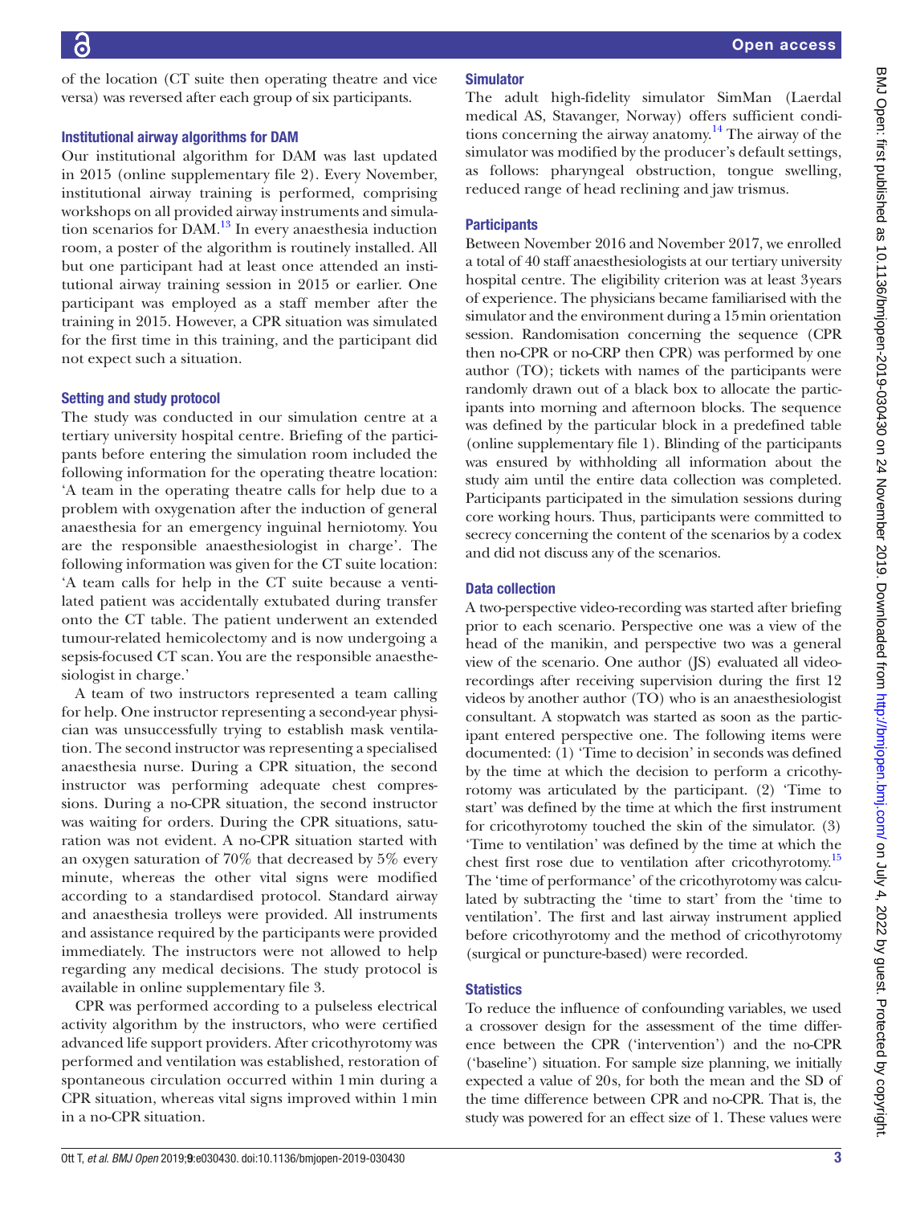of the location (CT suite then operating theatre and vice versa) was reversed after each group of six participants.

### Institutional airway algorithms for DAM

Our institutional algorithm for DAM was last updated in 2015 (online supplementary file 2). Every November, institutional airway training is performed, comprising workshops on all provided airway instruments and simulation scenarios for DAM.[13] In every anaesthesia induction room, a poster of the algorithm is routinely installed. All but one participant had at least once attended an institutional airway training session in 2015 or earlier. One participant was employed as a staff member after the training in 2015. However, a CPR situation was simulated for the first time in this training, and the participant did not expect such a situation.

### Setting and study protocol

The study was conducted in our simulation centre at a tertiary university hospital centre. Briefing of the participants before entering the simulation room included the following information for the operating theatre location: 'A team in the operating theatre calls for help due to a problem with oxygenation after the induction of general anaesthesia for an emergency inguinal herniotomy. You are the responsible anaesthesiologist in charge'. The following information was given for the CT suite location: 'A team calls for help in the CT suite because a ventilated patient was accidentally extubated during transfer onto the CT table. The patient underwent an extended tumour-related hemicolectomy and is now undergoing a sepsis-focused CT scan. You are the responsible anaesthesiologist in charge.'

A team of two instructors represented a team calling for help. One instructor representing a second-year physician was unsuccessfully trying to establish mask ventilation. The second instructor was representing a specialised anaesthesia nurse. During a CPR situation, the second instructor was performing adequate chest compressions. During a no-CPR situation, the second instructor was waiting for orders. During the CPR situations, saturation was not evident. A no-CPR situation started with an oxygen saturation of 70% that decreased by 5% every minute, whereas the other vital signs were modified according to a standardised protocol. Standard airway and anaesthesia trolleys were provided. All instruments and assistance required by the participants were provided immediately. The instructors were not allowed to help regarding any medical decisions. The study protocol is available in online supplementary file 3.

CPR was performed according to a pulseless electrical activity algorithm by the instructors, who were certified advanced life support providers. After cricothyrotomy was performed and ventilation was established, restoration of spontaneous circulation occurred within 1 min during a CPR situation, whereas vital signs improved within 1 min in a no-CPR situation.

### Simulator

The adult high-fidelity simulator SimMan (Laerdal medical AS, Stavanger, Norway) offers sufficient conditions concerning the airway anatomy.[14] The airway of the simulator was modified by the producer's default settings, as follows: pharyngeal obstruction, tongue swelling, reduced range of head reclining and jaw trismus.

### Participants

Between November 2016 and November 2017, we enrolled a total of 40 staff anaesthesiologists at our tertiary university hospital centre. The eligibility criterion was at least 3 years of experience. The physicians became familiarised with the simulator and the environment during a 15 min orientation session. Randomisation concerning the sequence (CPR then no-CPR or no-CRP then CPR) was performed by one author (TO); tickets with names of the participants were randomly drawn out of a black box to allocate the participants into morning and afternoon blocks. The sequence was defined by the particular block in a predefined table (online supplementary file 1). Blinding of the participants was ensured by withholding all information about the study aim until the entire data collection was completed. Participants participated in the simulation sessions during core working hours. Thus, participants were committed to secrecy concerning the content of the scenarios by a codex and did not discuss any of the scenarios.

### Data collection

A two-perspective video-recording was started after briefing prior to each scenario. Perspective one was a view of the head of the manikin, and perspective two was a general view of the scenario. One author (JS) evaluated all video-recordings after receiving supervision during the first 12 videos by another author (TO) who is an anaesthesiologist consultant. A stopwatch was started as soon as the participant entered perspective one. The following items were documented: (1) 'Time to decision' in seconds was defined by the time at which the decision to perform a cricothyrotomy was articulated by the participant. (2) 'Time to start' was defined by the time at which the first instrument for cricothyrotomy touched the skin of the simulator. (3) 'Time to ventilation' was defined by the time at which the chest first rose due to ventilation after cricothyrotomy.[15] The 'time of performance' of the cricothyrotomy was calculated by subtracting the 'time to start' from the 'time to ventilation'. The first and last airway instrument applied before cricothyrotomy and the method of cricothyrotomy (surgical or puncture-based) were recorded.

### Statistics

To reduce the influence of confounding variables, we used a crossover design for the assessment of the time difference between the CPR ('intervention') and the no-CPR ('baseline') situation. For sample size planning, we initially expected a value of 20 s, for both the mean and the SD of the time difference between CPR and no-CPR. That is, the study was powered for an effect size of 1. These values were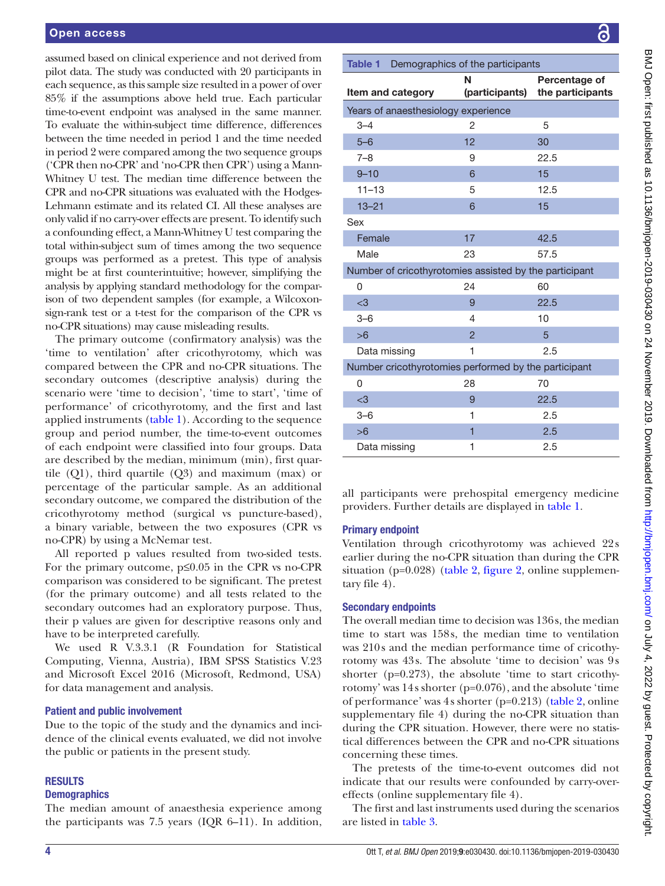assumed based on clinical experience and not derived from pilot data. The study was conducted with 20 participants in each sequence, as this sample size resulted in a power of over 85% if the assumptions above held true. Each particular time-to-event endpoint was analysed in the same manner. To evaluate the within-subject time difference, differences between the time needed in period 1 and the time needed in period 2 were compared among the two sequence groups ('CPR then no-CPR' and 'no-CPR then CPR') using a Mann-Whitney U test. The median time difference between the CPR and no-CPR situations was evaluated with the Hodges-Lehmann estimate and its related CI. All these analyses are only valid if no carry-over effects are present. To identify such a confounding effect, a Mann-Whitney U test comparing the total within-subject sum of times among the two sequence groups was performed as a pretest. This type of analysis might be at first counterintuitive; however, simplifying the analysis by applying standard methodology for the comparison of two dependent samples (for example, a Wilcoxon-sign-rank test or a t-test for the comparison of the CPR vs no-CPR situations) may cause misleading results.

The primary outcome (confirmatory analysis) was the 'time to ventilation' after cricothyrotomy, which was compared between the CPR and no-CPR situations. The secondary outcomes (descriptive analysis) during the scenario were 'time to decision', 'time to start', 'time of performance' of cricothyrotomy, and the first and last applied instruments (table 1). According to the sequence group and period number, the time-to-event outcomes of each endpoint were classified into four groups. Data are described by the median, minimum (min), first quartile (Q1), third quartile (Q3) and maximum (max) or percentage of the particular sample. As an additional secondary outcome, we compared the distribution of the cricothyrotomy method (surgical vs puncture-based), a binary variable, between the two exposures (CPR vs no-CPR) by using a McNemar test.

All reported p values resulted from two-sided tests. For the primary outcome, p≤0.05 in the CPR vs no-CPR comparison was considered to be significant. The pretest (for the primary outcome) and all tests related to the secondary outcomes had an exploratory purpose. Thus, their p values are given for descriptive reasons only and have to be interpreted carefully.

We used R V.3.3.1 (R Foundation for Statistical Computing, Vienna, Austria), IBM SPSS Statistics V.23 and Microsoft Excel 2016 (Microsoft, Redmond, USA) for data management and analysis.

### Patient and public involvement

Due to the topic of the study and the dynamics and incidence of the clinical events evaluated, we did not involve the public or patients in the present study.

## RESULTS

### Demographics

The median amount of anaesthesia experience among the participants was 7.5 years (IQR 6–11). In addition, all participants were prehospital emergency medicine providers. Further details are displayed in table 1.

**Table 1** Demographics of the participants

| Item and category | N (participants) | Percentage of the participants |
|---|---|---|
| **Years of anaesthesiology experience** | | |
| 3–4 | 2 | 5 |
| 5–6 | 12 | 30 |
| 7–8 | 9 | 22.5 |
| 9–10 | 6 | 15 |
| 11–13 | 5 | 12.5 |
| 13–21 | 6 | 15 |
| **Sex** | | |
| Female | 17 | 42.5 |
| Male | 23 | 57.5 |
| **Number of cricothyrotomies assisted by the participant** | | |
| 0 | 24 | 60 |
| <3 | 9 | 22.5 |
| 3–6 | 4 | 10 |
| >6 | 2 | 5 |
| Data missing | 1 | 2.5 |
| **Number cricothyrotomies performed by the participant** | | |
| 0 | 28 | 70 |
| <3 | 9 | 22.5 |
| 3–6 | 1 | 2.5 |
| >6 | 1 | 2.5 |
| Data missing | 1 | 2.5 |

### Primary endpoint

Ventilation through cricothyrotomy was achieved 22s earlier during the no-CPR situation than during the CPR situation (p=0.028) (table 2, figure 2, online supplementary file 4).

### Secondary endpoints

The overall median time to decision was 136s, the median time to start was 158s, the median time to ventilation was 210s and the median performance time of cricothyrotomy was 43s. The absolute 'time to decision' was 9s shorter (p=0.273), the absolute 'time to start cricothyrotomy' was 14s shorter (p=0.076), and the absolute 'time of performance' was 4s shorter (p=0.213) (table 2, online supplementary file 4) during the no-CPR situation than during the CPR situation. However, there were no statistical differences between the CPR and no-CPR situations concerning these times.

The pretests of the time-to-event outcomes did not indicate that our results were confounded by carry-over-effects (online supplementary file 4).

The first and last instruments used during the scenarios are listed in table 3.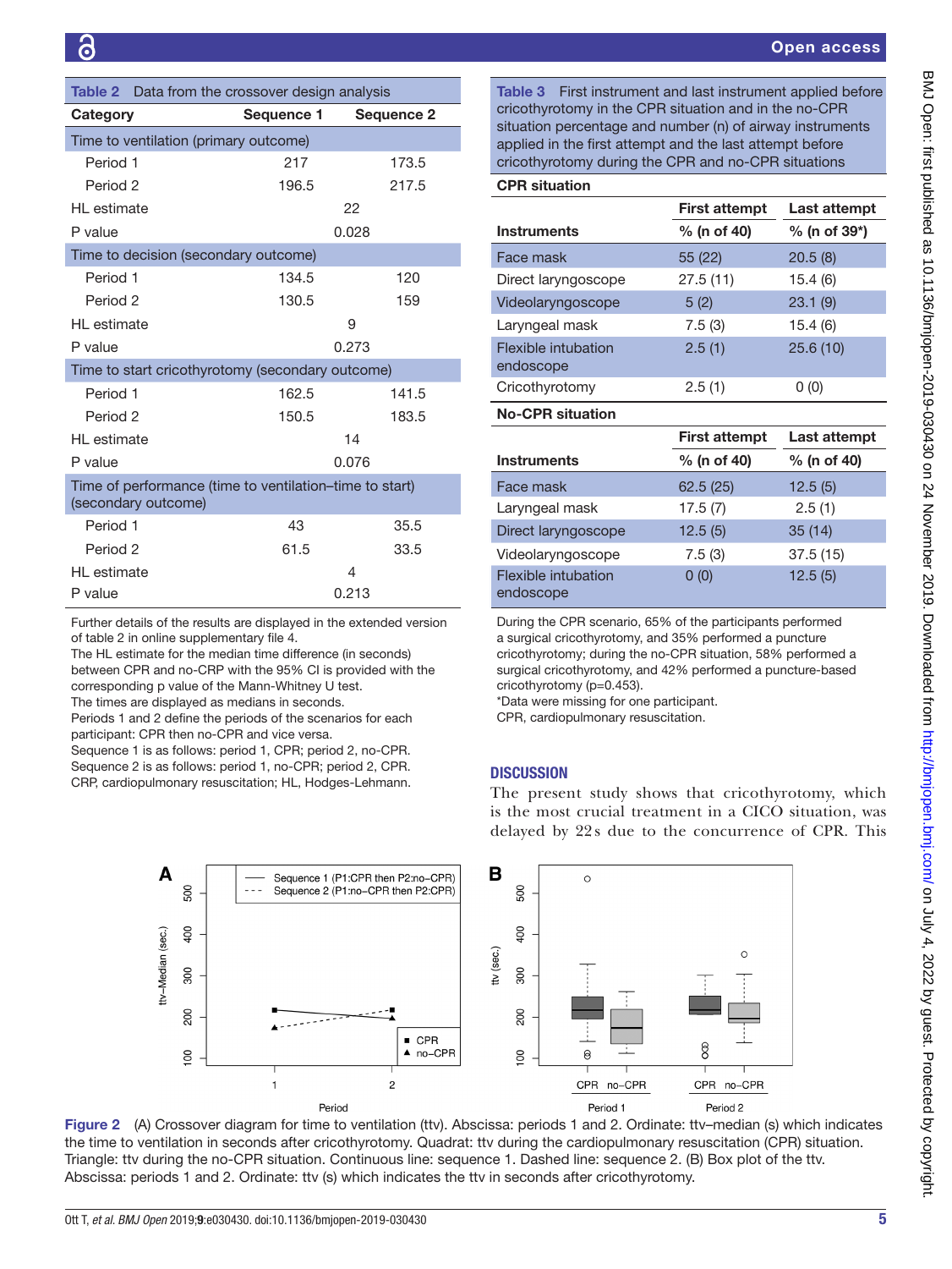**Table 2** Data from the crossover design analysis

| Category | Sequence 1 | Sequence 2 |
|---|---|---|
| **Time to ventilation (primary outcome)** | | |
| Period 1 | 217 | 173.5 |
| Period 2 | 196.5 | 217.5 |
| HL estimate | 22 | |
| P value | 0.028 | |
| **Time to decision (secondary outcome)** | | |
| Period 1 | 134.5 | 120 |
| Period 2 | 130.5 | 159 |
| HL estimate | 9 | |
| P value | 0.273 | |
| **Time to start cricothyrotomy (secondary outcome)** | | |
| Period 1 | 162.5 | 141.5 |
| Period 2 | 150.5 | 183.5 |
| HL estimate | 14 | |
| P value | 0.076 | |
| **Time of performance (time to ventilation–time to start) (secondary outcome)** | | |
| Period 1 | 43 | 35.5 |
| Period 2 | 61.5 | 33.5 |
| HL estimate | 4 | |
| P value | 0.213 | |

Further details of the results are displayed in the extended version of table 2 in online supplementary file 4.
The HL estimate for the median time difference (in seconds) between CPR and no-CRP with the 95% CI is provided with the corresponding p value of the Mann-Whitney U test.
The times are displayed as medians in seconds.
Periods 1 and 2 define the periods of the scenarios for each participant: CPR then no-CPR and vice versa.
Sequence 1 is as follows: period 1, CPR; period 2, no-CPR.
Sequence 2 is as follows: period 1, no-CPR; period 2, CPR.
CRP, cardiopulmonary resuscitation; HL, Hodges-Lehmann.

**Table 3** First instrument and last instrument applied before cricothyrotomy in the CPR situation and in the no-CPR situation percentage and number (n) of airway instruments applied in the first attempt and the last attempt before cricothyrotomy during the CPR and no-CPR situations

| **CPR situation** | | |
|---|---|---|
| | **First attempt** | **Last attempt** |
| **Instruments** | **% (n of 40)** | **% (n of 39*)** |
| Face mask | 55 (22) | 20.5 (8) |
| Direct laryngoscope | 27.5 (11) | 15.4 (6) |
| Videolaryngoscope | 5 (2) | 23.1 (9) |
| Laryngeal mask | 7.5 (3) | 15.4 (6) |
| Flexible intubation endoscope | 2.5 (1) | 25.6 (10) |
| Cricothyrotomy | 2.5 (1) | 0 (0) |
| **No-CPR situation** | | |
| | **First attempt** | **Last attempt** |
| **Instruments** | **% (n of 40)** | **% (n of 40)** |
| Face mask | 62.5 (25) | 12.5 (5) |
| Laryngeal mask | 17.5 (7) | 2.5 (1) |
| Direct laryngoscope | 12.5 (5) | 35 (14) |
| Videolaryngoscope | 7.5 (3) | 37.5 (15) |
| Flexible intubation endoscope | 0 (0) | 12.5 (5) |

During the CPR scenario, 65% of the participants performed a surgical cricothyrotomy, and 35% performed a puncture cricothyrotomy; during the no-CPR situation, 58% performed a surgical cricothyrotomy, and 42% performed a puncture-based cricothyrotomy (p=0.453).
*Data were missing for one participant.
CPR, cardiopulmonary resuscitation.

## DISCUSSION

The present study shows that cricothyrotomy, which is the most crucial treatment in a CICO situation, was delayed by 22s due to the concurrence of CPR. This

**Figure 2** (A) Crossover diagram for time to ventilation (ttv). Abscissa: periods 1 and 2. Ordinate: ttv–median (s) which indicates the time to ventilation in seconds after cricothyrotomy. Quadrat: ttv during the cardiopulmonary resuscitation (CPR) situation. Triangle: ttv during the no-CPR situation. Continuous line: sequence 1. Dashed line: sequence 2. (B) Box plot of the ttv. Abscissa: periods 1 and 2. Ordinate: ttv (s) which indicates the ttv in seconds after cricothyrotomy.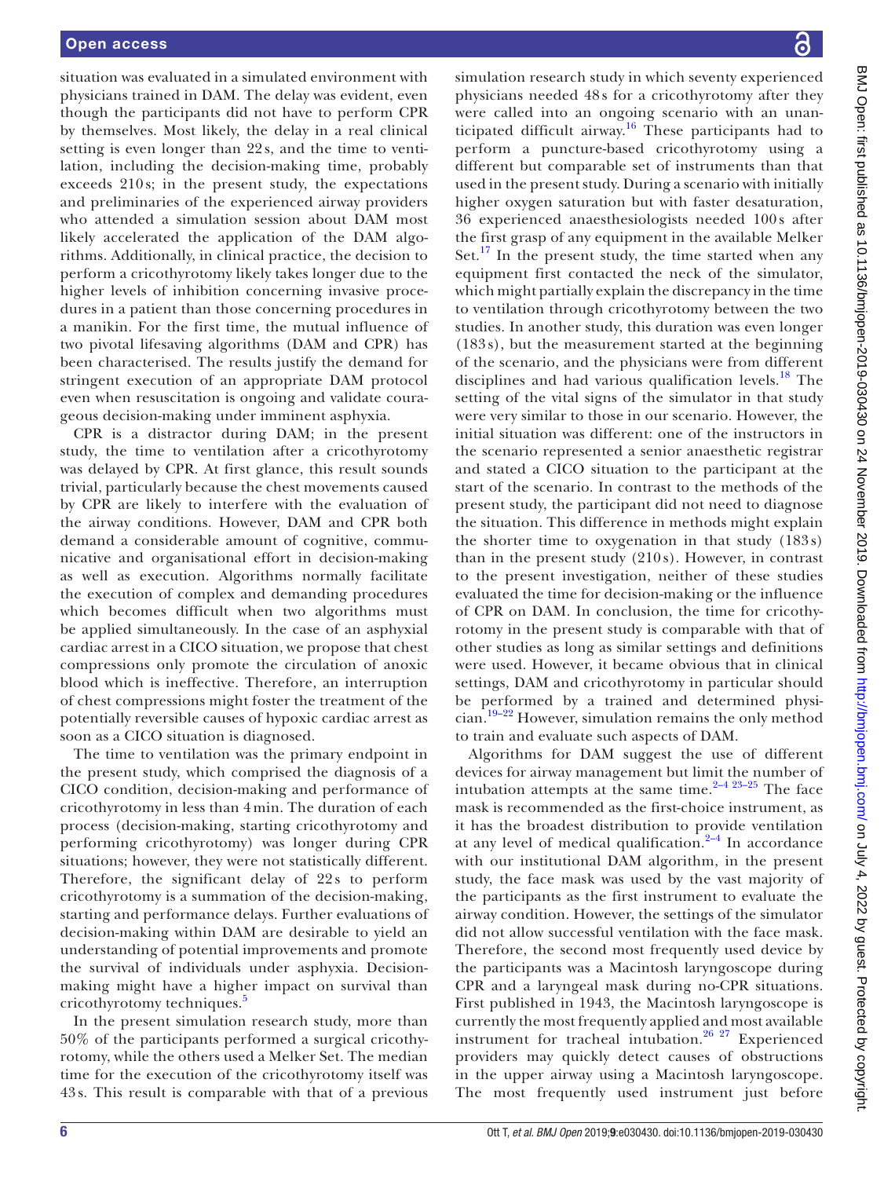situation was evaluated in a simulated environment with physicians trained in DAM. The delay was evident, even though the participants did not have to perform CPR by themselves. Most likely, the delay in a real clinical setting is even longer than 22s, and the time to ventilation, including the decision-making time, probably exceeds 210s; in the present study, the expectations and preliminaries of the experienced airway providers who attended a simulation session about DAM most likely accelerated the application of the DAM algorithms. Additionally, in clinical practice, the decision to perform a cricothyrotomy likely takes longer due to the higher levels of inhibition concerning invasive procedures in a patient than those concerning procedures in a manikin. For the first time, the mutual influence of two pivotal lifesaving algorithms (DAM and CPR) has been characterised. The results justify the demand for stringent execution of an appropriate DAM protocol even when resuscitation is ongoing and validate courageous decision-making under imminent asphyxia.

CPR is a distractor during DAM; in the present study, the time to ventilation after a cricothyrotomy was delayed by CPR. At first glance, this result sounds trivial, particularly because the chest movements caused by CPR are likely to interfere with the evaluation of the airway conditions. However, DAM and CPR both demand a considerable amount of cognitive, communicative and organisational effort in decision-making as well as execution. Algorithms normally facilitate the execution of complex and demanding procedures which becomes difficult when two algorithms must be applied simultaneously. In the case of an asphyxial cardiac arrest in a CICO situation, we propose that chest compressions only promote the circulation of anoxic blood which is ineffective. Therefore, an interruption of chest compressions might foster the treatment of the potentially reversible causes of hypoxic cardiac arrest as soon as a CICO situation is diagnosed.

The time to ventilation was the primary endpoint in the present study, which comprised the diagnosis of a CICO condition, decision-making and performance of cricothyrotomy in less than 4min. The duration of each process (decision-making, starting cricothyrotomy and performing cricothyrotomy) was longer during CPR situations; however, they were not statistically different. Therefore, the significant delay of 22s to perform cricothyrotomy is a summation of the decision-making, starting and performance delays. Further evaluations of decision-making within DAM are desirable to yield an understanding of potential improvements and promote the survival of individuals under asphyxia. Decision-making might have a higher impact on survival than cricothyrotomy techniques.[5]

In the present simulation research study, more than 50% of the participants performed a surgical cricothyrotomy, while the others used a Melker Set. The median time for the execution of the cricothyrotomy itself was 43s. This result is comparable with that of a previous simulation research study in which seventy experienced physicians needed 48s for a cricothyrotomy after they were called into an ongoing scenario with an unanticipated difficult airway.[16] These participants had to perform a puncture-based cricothyrotomy using a different but comparable set of instruments than that used in the present study. During a scenario with initially higher oxygen saturation but with faster desaturation, 36 experienced anaesthesiologists needed 100s after the first grasp of any equipment in the available Melker Set.[17] In the present study, the time started when any equipment first contacted the neck of the simulator, which might partially explain the discrepancy in the time to ventilation through cricothyrotomy between the two studies. In another study, this duration was even longer (183s), but the measurement started at the beginning of the scenario, and the physicians were from different disciplines and had various qualification levels.[18] The setting of the vital signs of the simulator in that study were very similar to those in our scenario. However, the initial situation was different: one of the instructors in the scenario represented a senior anaesthetic registrar and stated a CICO situation to the participant at the start of the scenario. In contrast to the methods of the present study, the participant did not need to diagnose the situation. This difference in methods might explain the shorter time to oxygenation in that study (183s) than in the present study (210s). However, in contrast to the present investigation, neither of these studies evaluated the time for decision-making or the influence of CPR on DAM. In conclusion, the time for cricothyrotomy in the present study is comparable with that of other studies as long as similar settings and definitions were used. However, it became obvious that in clinical settings, DAM and cricothyrotomy in particular should be performed by a trained and determined physician.[19–22] However, simulation remains the only method to train and evaluate such aspects of DAM.

Algorithms for DAM suggest the use of different devices for airway management but limit the number of intubation attempts at the same time.[2–4 23–25] The face mask is recommended as the first-choice instrument, as it has the broadest distribution to provide ventilation at any level of medical qualification.[2–4] In accordance with our institutional DAM algorithm, in the present study, the face mask was used by the vast majority of the participants as the first instrument to evaluate the airway condition. However, the settings of the simulator did not allow successful ventilation with the face mask. Therefore, the second most frequently used device by the participants was a Macintosh laryngoscope during CPR and a laryngeal mask during no-CPR situations. First published in 1943, the Macintosh laryngoscope is currently the most frequently applied and most available instrument for tracheal intubation.[26 27] Experienced providers may quickly detect causes of obstructions in the upper airway using a Macintosh laryngoscope. The most frequently used instrument just before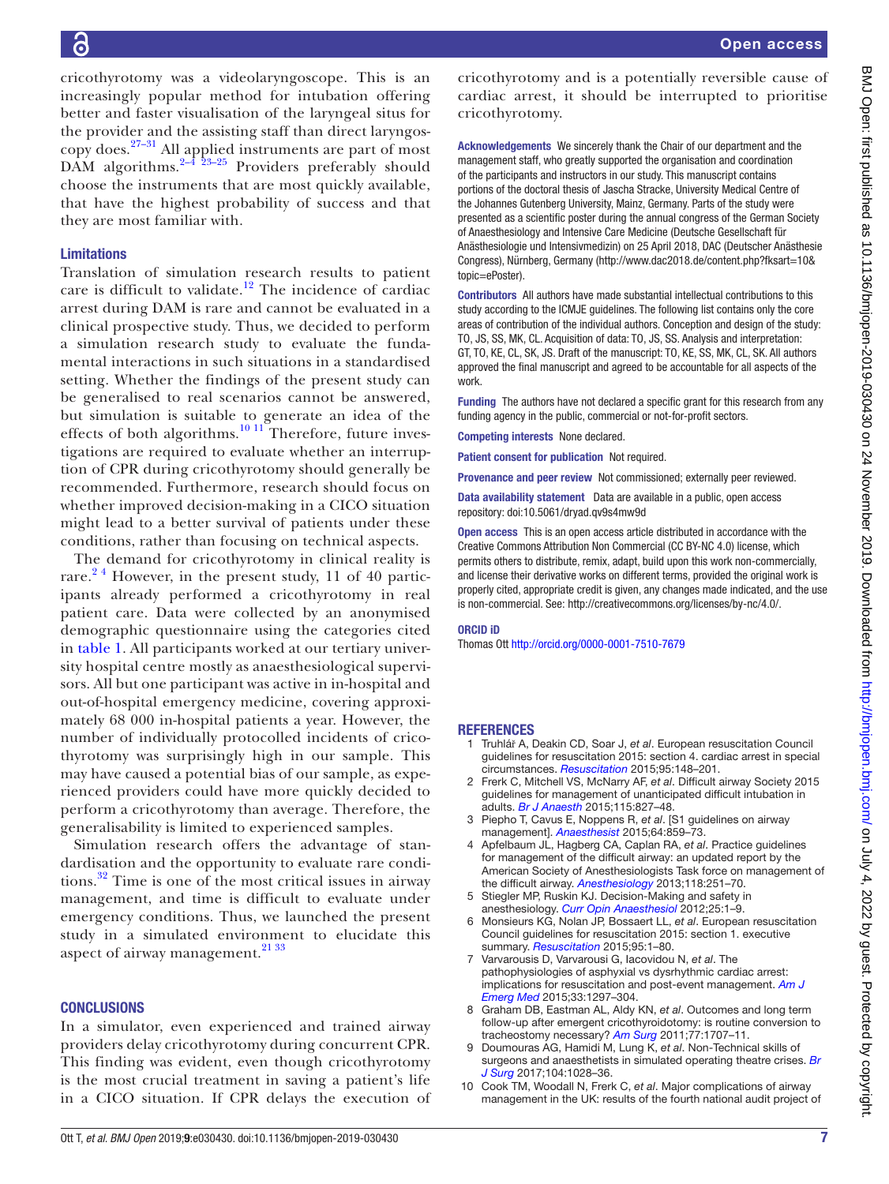cricothyrotomy was a videolaryngoscope. This is an increasingly popular method for intubation offering better and faster visualisation of the laryngeal situs for the provider and the assisting staff than direct laryngoscopy does.[27–31] All applied instruments are part of most DAM algorithms.[2–4 23–25] Providers preferably should choose the instruments that are most quickly available, that have the highest probability of success and that they are most familiar with.

## Limitations

Translation of simulation research results to patient care is difficult to validate.[12] The incidence of cardiac arrest during DAM is rare and cannot be evaluated in a clinical prospective study. Thus, we decided to perform a simulation research study to evaluate the fundamental interactions in such situations in a standardised setting. Whether the findings of the present study can be generalised to real scenarios cannot be answered, but simulation is suitable to generate an idea of the effects of both algorithms.[10 11] Therefore, future investigations are required to evaluate whether an interruption of CPR during cricothyrotomy should generally be recommended. Furthermore, research should focus on whether improved decision-making in a CICO situation might lead to a better survival of patients under these conditions, rather than focusing on technical aspects.

The demand for cricothyrotomy in clinical reality is rare.[2 4] However, in the present study, 11 of 40 participants already performed a cricothyrotomy in real patient care. Data were collected by an anonymised demographic questionnaire using the categories cited in table 1. All participants worked at our tertiary university hospital centre mostly as anaesthesiological supervisors. All but one participant was active in in-hospital and out-of-hospital emergency medicine, covering approximately 68 000 in-hospital patients a year. However, the number of individually protocolled incidents of cricothyrotomy was surprisingly high in our sample. This may have caused a potential bias of our sample, as experienced providers could have more quickly decided to perform a cricothyrotomy than average. Therefore, the generalisability is limited to experienced samples.

Simulation research offers the advantage of standardisation and the opportunity to evaluate rare conditions.[32] Time is one of the most critical issues in airway management, and time is difficult to evaluate under emergency conditions. Thus, we launched the present study in a simulated environment to elucidate this aspect of airway management.[21 33]

## CONCLUSIONS

In a simulator, even experienced and trained airway providers delay cricothyrotomy during concurrent CPR. This finding was evident, even though cricothyrotomy is the most crucial treatment in saving a patient's life in a CICO situation. If CPR delays the execution of cricothyrotomy and is a potentially reversible cause of cardiac arrest, it should be interrupted to prioritise cricothyrotomy.

**Acknowledgements** We sincerely thank the Chair of our department and the management staff, who greatly supported the organisation and coordination of the participants and instructors in our study. This manuscript contains portions of the doctoral thesis of Jascha Stracke, University Medical Centre of the Johannes Gutenberg University, Mainz, Germany. Parts of the study were presented as a scientific poster during the annual congress of the German Society of Anaesthesiology and Intensive Care Medicine (Deutsche Gesellschaft für Anästhesiologie und Intensivmedizin) on 25 April 2018, DAC (Deutscher Anästhesie Congress), Nürnberg, Germany (http://www.dac2018.de/content.php?fksart=10&topic=ePoster).

**Contributors** All authors have made substantial intellectual contributions to this study according to the ICMJE guidelines. The following list contains only the core areas of contribution of the individual authors. Conception and design of the study: TO, JS, SS, MK, CL. Acquisition of data: TO, JS, SS. Analysis and interpretation: GT, TO, KE, CL, SK, JS. Draft of the manuscript: TO, KE, SS, MK, CL, SK. All authors approved the final manuscript and agreed to be accountable for all aspects of the work.

**Funding** The authors have not declared a specific grant for this research from any funding agency in the public, commercial or not-for-profit sectors.

**Competing interests** None declared.

**Patient consent for publication** Not required.

**Provenance and peer review** Not commissioned; externally peer reviewed.

**Data availability statement** Data are available in a public, open access repository: doi:10.5061/dryad.qv9s4mw9d

**Open access** This is an open access article distributed in accordance with the Creative Commons Attribution Non Commercial (CC BY-NC 4.0) license, which permits others to distribute, remix, adapt, build upon this work non-commercially, and license their derivative works on different terms, provided the original work is properly cited, appropriate credit is given, any changes made indicated, and the use is non-commercial. See: http://creativecommons.org/licenses/by-nc/4.0/.

**ORCID iD**

Thomas Ott http://orcid.org/0000-0001-7510-7679

## REFERENCES

1. Truhlář A, Deakin CD, Soar J, *et al*. European resuscitation Council guidelines for resuscitation 2015: section 4. cardiac arrest in special circumstances. *Resuscitation* 2015;95:148–201.
2. Frerk C, Mitchell VS, McNarry AF, *et al*. Difficult airway Society 2015 guidelines for management of unanticipated difficult intubation in adults. *Br J Anaesth* 2015;115:827–48.
3. Piepho T, Cavus E, Noppens R, *et al*. [S1 guidelines on airway management]. *Anaesthesist* 2015;64:859–73.
4. Apfelbaum JL, Hagberg CA, Caplan RA, *et al*. Practice guidelines for management of the difficult airway: an updated report by the American Society of Anesthesiologists Task force on management of the difficult airway. *Anesthesiology* 2013;118:251–70.
5. Stiegler MP, Ruskin KJ. Decision-Making and safety in anesthesiology. *Curr Opin Anaesthesiol* 2012;25:1–9.
6. Monsieurs KG, Nolan JP, Bossaert LL, *et al*. European resuscitation Council guidelines for resuscitation 2015: section 1. executive summary. *Resuscitation* 2015;95:1–80.
7. Varvarousis D, Varvarousi G, Iacovidou N, *et al*. The pathophysiologies of asphyxial vs dysrhythmic cardiac arrest: implications for resuscitation and post-event management. *Am J Emerg Med* 2015;33:1297–304.
8. Graham DB, Eastman AL, Aldy KN, *et al*. Outcomes and long term follow-up after emergent cricothyroidotomy: is routine conversion to tracheostomy necessary? *Am Surg* 2011;77:1707–11.
9. Doumouras AG, Hamidi M, Lung K, *et al*. Non-Technical skills of surgeons and anaesthetists in simulated operating theatre crises. *Br J Surg* 2017;104:1028–36.
10. Cook TM, Woodall N, Frerk C, *et al*. Major complications of airway management in the UK: results of the fourth national audit project of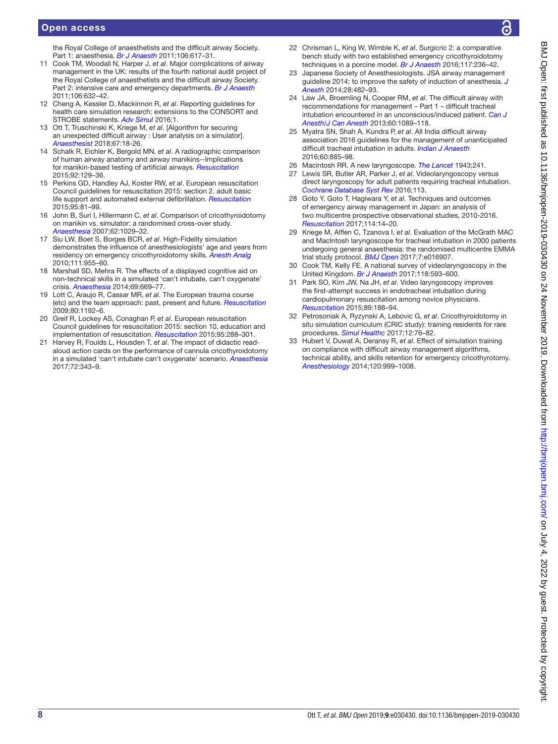the Royal College of anaesthetists and the difficult airway Society. Part 1: anaesthesia. *Br J Anaesth* 2011;106:617–31.

11 Cook TM, Woodall N, Harper J, *et al*. Major complications of airway management in the UK: results of the fourth national audit project of the Royal College of anaesthetists and the difficult airway Society. Part 2: intensive care and emergency departments. *Br J Anaesth* 2011;106:632–42.
12 Cheng A, Kessler D, Mackinnon R, *et al*. Reporting guidelines for health care simulation research: extensions to the CONSORT and STROBE statements. *Adv Simul* 2016;1.
13 Ott T, Truschinski K, Kriege M, *et al*. [Algorithm for securing an unexpected difficult airway : User analysis on a simulator]. *Anaesthesist* 2018;67:18-26.
14 Schalk R, Eichler K, Bergold MN, *et al*. A radiographic comparison of human airway anatomy and airway manikins--Implications for manikin-based testing of artificial airways. *Resuscitation* 2015;92:129–36.
15 Perkins GD, Handley AJ, Koster RW, *et al*. European resuscitation Council guidelines for resuscitation 2015: section 2. adult basic life support and automated external defibrillation. *Resuscitation* 2015;95:81–99.
16 John B, Suri I, Hillermann C, *et al*. Comparison of cricothyroidotomy on manikin vs. simulator: a randomised cross-over study. *Anaesthesia* 2007;62:1029–32.
17 Siu LW, Boet S, Borges BCR, *et al*. High-Fidelity simulation demonstrates the influence of anesthesiologists' age and years from residency on emergency cricothyroidotomy skills. *Anesth Analg* 2010;111:955–60.
18 Marshall SD, Mehra R. The effects of a displayed cognitive aid on non-technical skills in a simulated 'can't intubate, can't oxygenate' crisis. *Anaesthesia* 2014;69:669–77.
19 Lott C, Araujo R, Cassar MR, *et al*. The European trauma course (etc) and the team approach: past, present and future. *Resuscitation* 2009;80:1192–6.
20 Greif R, Lockey AS, Conaghan P, *et al*. European resuscitation Council guidelines for resuscitation 2015: section 10. education and implementation of resuscitation. *Resuscitation* 2015;95:288–301.
21 Harvey R, Foulds L, Housden T, *et al*. The impact of didactic read-aloud action cards on the performance of cannula cricothyroidotomy in a simulated 'can't intubate can't oxygenate' scenario. *Anaesthesia* 2017;72:343–9.
22 Chrisman L, King W, Wimble K, *et al*. Surgicric 2: a comparative bench study with two established emergency cricothyroidotomy techniques in a porcine model. *Br J Anaesth* 2016;117:236–42.
23 Japanese Society of Anesthesiologists. JSA airway management guideline 2014: to improve the safety of induction of anesthesia. *J Anesth* 2014;28:482–93.
24 Law JA, Broemling N, Cooper RM, *et al*. The difficult airway with recommendations for management – Part 1 – difficult tracheal intubation encountered in an unconscious/induced patient. *Can J Anesth/J Can Anesth* 2013;60:1089–118.
25 Myatra SN, Shah A, Kundra P, *et al*. All India difficult airway association 2016 guidelines for the management of unanticipated difficult tracheal intubation in adults. *Indian J Anaesth* 2016;60:885–98.
26 Macintosh RR. A new laryngoscope. *The Lancet* 1943;241.
27 Lewis SR, Butler AR, Parker J, *et al*. Videolaryngoscopy versus direct laryngoscopy for adult patients requiring tracheal intubation. *Cochrane Database Syst Rev* 2016;113.
28 Goto Y, Goto T, Hagiwara Y, *et al*. Techniques and outcomes of emergency airway management in Japan: an analysis of two multicentre prospective observational studies, 2010-2016. *Resuscitation* 2017;114:14–20.
29 Kriege M, Alflen C, Tzanova I, *et al*. Evaluation of the McGrath MAC and MacIntosh laryngoscope for tracheal intubation in 2000 patients undergoing general anaesthesia: the randomised multicentre EMMA trial study protocol. *BMJ Open* 2017;7:e016907.
30 Cook TM, Kelly FE. A national survey of videolaryngoscopy in the United Kingdom. *Br J Anaesth* 2017;118:593–600.
31 Park SO, Kim JW, Na JH, *et al*. Video laryngoscopy improves the first-attempt success in endotracheal intubation during cardiopulmonary resuscitation among novice physicians. *Resuscitation* 2015;89:188–94.
32 Petrosoniak A, Ryzynski A, Lebovic G, *et al*. Cricothyroidotomy in situ simulation curriculum (CRIC study): training residents for rare procedures. *Simul Healthc* 2017;12:76–82.
33 Hubert V, Duwat A, Deransy R, *et al*. Effect of simulation training on compliance with difficult airway management algorithms, technical ability, and skills retention for emergency cricothyrotomy. *Anesthesiology* 2014;120:999–1008.